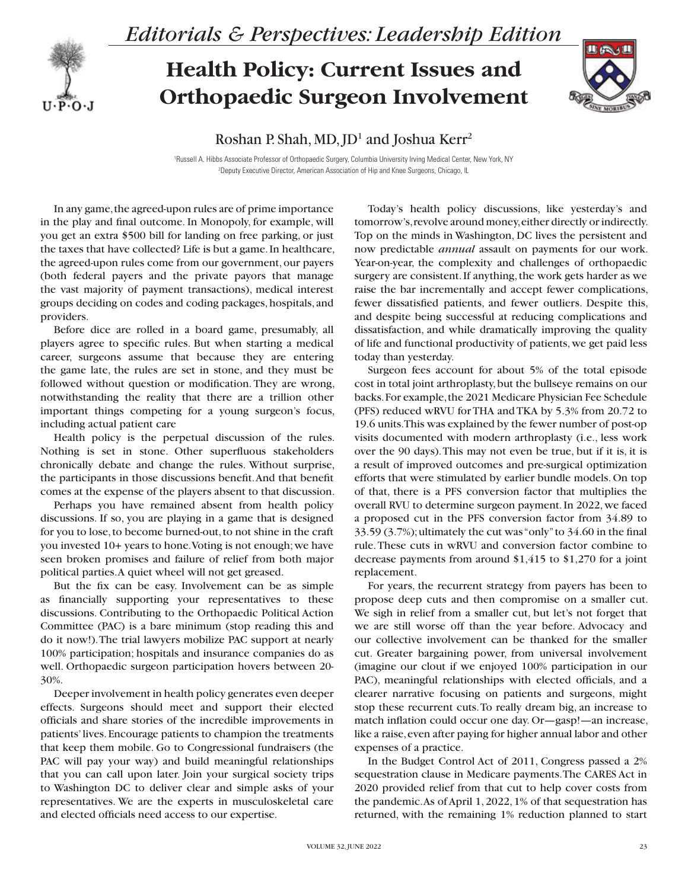*Editorials & Perspectives: Leadership Edition*

# Health Policy: Current Issues and Orthopaedic Surgeon Involvement

Roshan P. Shah, MD, JD[1] and Joshua Kerr[2]

[1]Russell A. Hibbs Associate Professor of Orthopaedic Surgery, Columbia University Irving Medical Center, New York, NY
[2]Deputy Executive Director, American Association of Hip and Knee Surgeons, Chicago, IL

In any game, the agreed-upon rules are of prime importance in the play and final outcome. In Monopoly, for example, will you get an extra $500 bill for landing on free parking, or just the taxes that have collected? Life is but a game. In healthcare, the agreed-upon rules come from our government, our payers (both federal payers and the private payors that manage the vast majority of payment transactions), medical interest groups deciding on codes and coding packages, hospitals, and providers.

Before dice are rolled in a board game, presumably, all players agree to specific rules. But when starting a medical career, surgeons assume that because they are entering the game late, the rules are set in stone, and they must be followed without question or modification. They are wrong, notwithstanding the reality that there are a trillion other important things competing for a young surgeon's focus, including actual patient care

Health policy is the perpetual discussion of the rules. Nothing is set in stone. Other superfluous stakeholders chronically debate and change the rules. Without surprise, the participants in those discussions benefit. And that benefit comes at the expense of the players absent to that discussion.

Perhaps you have remained absent from health policy discussions. If so, you are playing in a game that is designed for you to lose, to become burned-out, to not shine in the craft you invested 10+ years to hone. Voting is not enough; we have seen broken promises and failure of relief from both major political parties. A quiet wheel will not get greased.

But the fix can be easy. Involvement can be as simple as financially supporting your representatives to these discussions. Contributing to the Orthopaedic Political Action Committee (PAC) is a bare minimum (stop reading this and do it now!). The trial lawyers mobilize PAC support at nearly 100% participation; hospitals and insurance companies do as well. Orthopaedic surgeon participation hovers between 20-30%.

Deeper involvement in health policy generates even deeper effects. Surgeons should meet and support their elected officials and share stories of the incredible improvements in patients' lives. Encourage patients to champion the treatments that keep them mobile. Go to Congressional fundraisers (the PAC will pay your way) and build meaningful relationships that you can call upon later. Join your surgical society trips to Washington DC to deliver clear and simple asks of your representatives. We are the experts in musculoskeletal care and elected officials need access to our expertise.

Today's health policy discussions, like yesterday's and tomorrow's, revolve around money, either directly or indirectly. Top on the minds in Washington, DC lives the persistent and now predictable *annual* assault on payments for our work. Year-on-year, the complexity and challenges of orthopaedic surgery are consistent. If anything, the work gets harder as we raise the bar incrementally and accept fewer complications, fewer dissatisfied patients, and fewer outliers. Despite this, and despite being successful at reducing complications and dissatisfaction, and while dramatically improving the quality of life and functional productivity of patients, we get paid less today than yesterday.

Surgeon fees account for about 5% of the total episode cost in total joint arthroplasty, but the bullseye remains on our backs. For example, the 2021 Medicare Physician Fee Schedule (PFS) reduced wRVU for THA and TKA by 5.3% from 20.72 to 19.6 units. This was explained by the fewer number of post-op visits documented with modern arthroplasty (i.e., less work over the 90 days). This may not even be true, but if it is, it is a result of improved outcomes and pre-surgical optimization efforts that were stimulated by earlier bundle models. On top of that, there is a PFS conversion factor that multiplies the overall RVU to determine surgeon payment. In 2022, we faced a proposed cut in the PFS conversion factor from 34.89 to 33.59 (3.7%); ultimately the cut was "only" to 34.60 in the final rule. These cuts in wRVU and conversion factor combine to decrease payments from around $1,415 to $1,270 for a joint replacement.

For years, the recurrent strategy from payers has been to propose deep cuts and then compromise on a smaller cut. We sigh in relief from a smaller cut, but let's not forget that we are still worse off than the year before. Advocacy and our collective involvement can be thanked for the smaller cut. Greater bargaining power, from universal involvement (imagine our clout if we enjoyed 100% participation in our PAC), meaningful relationships with elected officials, and a clearer narrative focusing on patients and surgeons, might stop these recurrent cuts. To really dream big, an increase to match inflation could occur one day. Or—gasp!—an increase, like a raise, even after paying for higher annual labor and other expenses of a practice.

In the Budget Control Act of 2011, Congress passed a 2% sequestration clause in Medicare payments. The CARES Act in 2020 provided relief from that cut to help cover costs from the pandemic. As of April 1, 2022, 1% of that sequestration has returned, with the remaining 1% reduction planned to start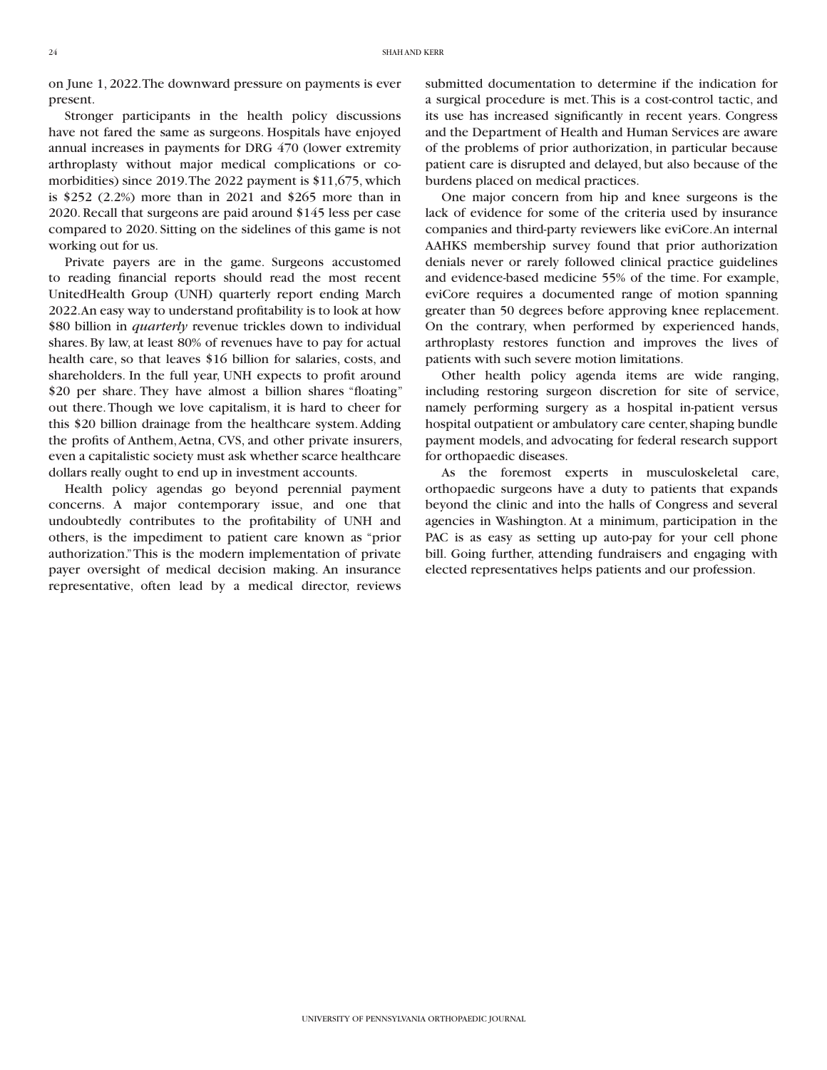on June 1, 2022. The downward pressure on payments is ever present.

Stronger participants in the health policy discussions have not fared the same as surgeons. Hospitals have enjoyed annual increases in payments for DRG 470 (lower extremity arthroplasty without major medical complications or co-morbidities) since 2019. The 2022 payment is $11,675, which is $252 (2.2%) more than in 2021 and $265 more than in 2020. Recall that surgeons are paid around $145 less per case compared to 2020. Sitting on the sidelines of this game is not working out for us.

Private payers are in the game. Surgeons accustomed to reading financial reports should read the most recent UnitedHealth Group (UNH) quarterly report ending March 2022. An easy way to understand profitability is to look at how $80 billion in *quarterly* revenue trickles down to individual shares. By law, at least 80% of revenues have to pay for actual health care, so that leaves $16 billion for salaries, costs, and shareholders. In the full year, UNH expects to profit around $20 per share. They have almost a billion shares "floating" out there. Though we love capitalism, it is hard to cheer for this $20 billion drainage from the healthcare system. Adding the profits of Anthem, Aetna, CVS, and other private insurers, even a capitalistic society must ask whether scarce healthcare dollars really ought to end up in investment accounts.

Health policy agendas go beyond perennial payment concerns. A major contemporary issue, and one that undoubtedly contributes to the profitability of UNH and others, is the impediment to patient care known as "prior authorization." This is the modern implementation of private payer oversight of medical decision making. An insurance representative, often lead by a medical director, reviews submitted documentation to determine if the indication for a surgical procedure is met. This is a cost-control tactic, and its use has increased significantly in recent years. Congress and the Department of Health and Human Services are aware of the problems of prior authorization, in particular because patient care is disrupted and delayed, but also because of the burdens placed on medical practices.

One major concern from hip and knee surgeons is the lack of evidence for some of the criteria used by insurance companies and third-party reviewers like eviCore. An internal AAHKS membership survey found that prior authorization denials never or rarely followed clinical practice guidelines and evidence-based medicine 55% of the time. For example, eviCore requires a documented range of motion spanning greater than 50 degrees before approving knee replacement. On the contrary, when performed by experienced hands, arthroplasty restores function and improves the lives of patients with such severe motion limitations.

Other health policy agenda items are wide ranging, including restoring surgeon discretion for site of service, namely performing surgery as a hospital in-patient versus hospital outpatient or ambulatory care center, shaping bundle payment models, and advocating for federal research support for orthopaedic diseases.

As the foremost experts in musculoskeletal care, orthopaedic surgeons have a duty to patients that expands beyond the clinic and into the halls of Congress and several agencies in Washington. At a minimum, participation in the PAC is as easy as setting up auto-pay for your cell phone bill. Going further, attending fundraisers and engaging with elected representatives helps patients and our profession.